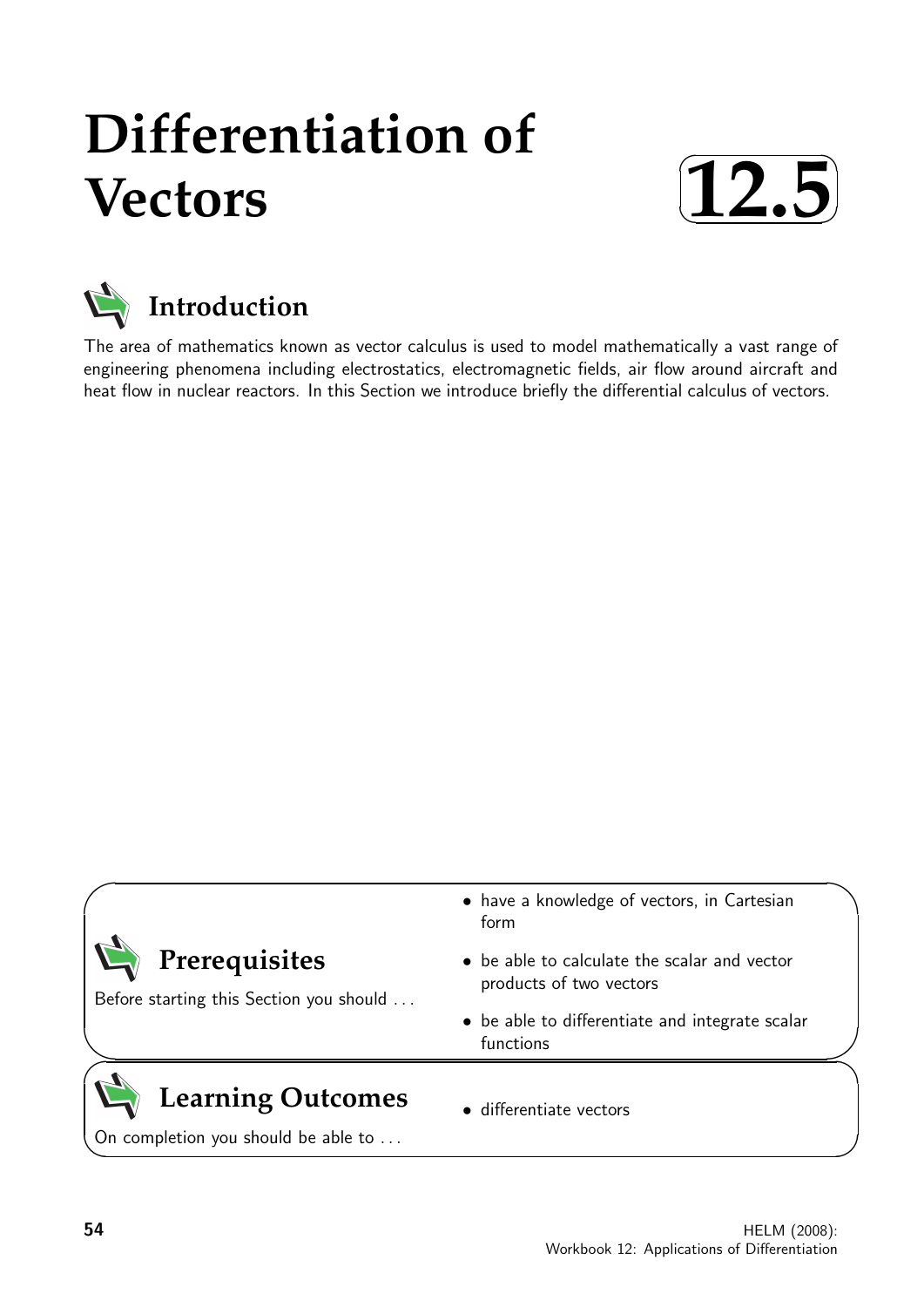# Differentiation of Vectors

**12.5**

## Introduction

The area of mathematics known as vector calculus is used to model mathematically a vast range of engineering phenomena including electrostatics, electromagnetic fields, air flow around aircraft and heat flow in nuclear reactors. In this Section we introduce briefly the differential calculus of vectors.

## Prerequisites

Before starting this Section you should ...

- have a knowledge of vectors, in Cartesian form
- be able to calculate the scalar and vector products of two vectors
- be able to differentiate and integrate scalar functions

## Learning Outcomes

On completion you should be able to ...

- differentiate vectors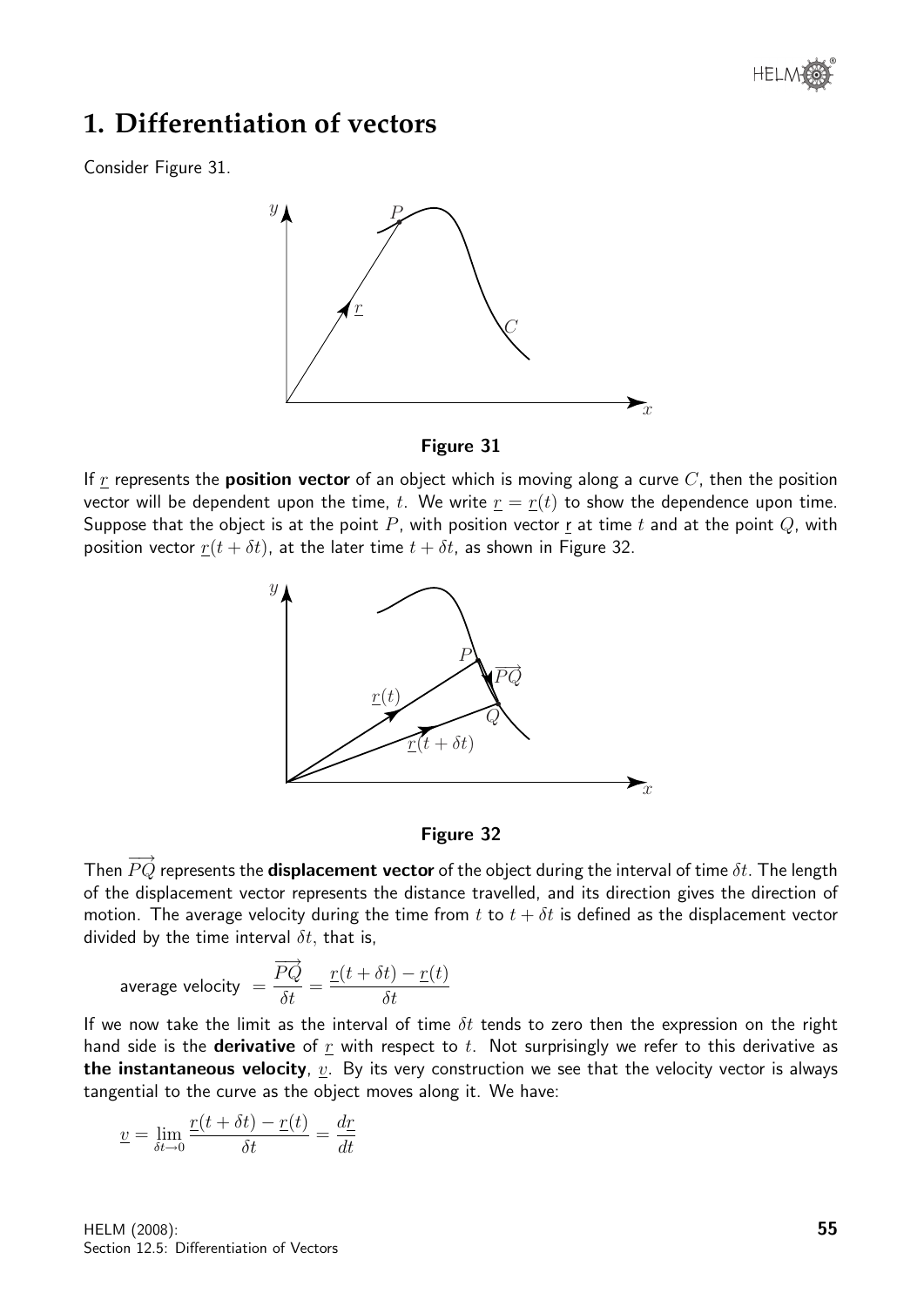## 1. Differentiation of vectors

Consider Figure 31.

**Figure 31**

If $\underline{r}$ represents the **position vector** of an object which is moving along a curve $C$, then the position vector will be dependent upon the time, $t$. We write $\underline{r} = \underline{r}(t)$ to show the dependence upon time. Suppose that the object is at the point $P$, with position vector $\underline{r}$ at time $t$ and at the point $Q$, with position vector $\underline{r}(t + \delta t)$, at the later time $t + \delta t$, as shown in Figure 32.

**Figure 32**

Then $\overrightarrow{PQ}$ represents the **displacement vector** of the object during the interval of time $\delta t$. The length of the displacement vector represents the distance travelled, and its direction gives the direction of motion. The average velocity during the time from $t$ to $t + \delta t$ is defined as the displacement vector divided by the time interval $\delta t$, that is,

$$\text{average velocity } = \frac{\overrightarrow{PQ}}{\delta t} = \frac{\underline{r}(t + \delta t) - \underline{r}(t)}{\delta t}$$

If we now take the limit as the interval of time $\delta t$ tends to zero then the expression on the right hand side is the **derivative** of $\underline{r}$ with respect to $t$. Not surprisingly we refer to this derivative as **the instantaneous velocity**, $\underline{v}$. By its very construction we see that the velocity vector is always tangential to the curve as the object moves along it. We have:

$$\underline{v} = \lim_{\delta t \to 0} \frac{\underline{r}(t + \delta t) - \underline{r}(t)}{\delta t} = \frac{d\underline{r}}{dt}$$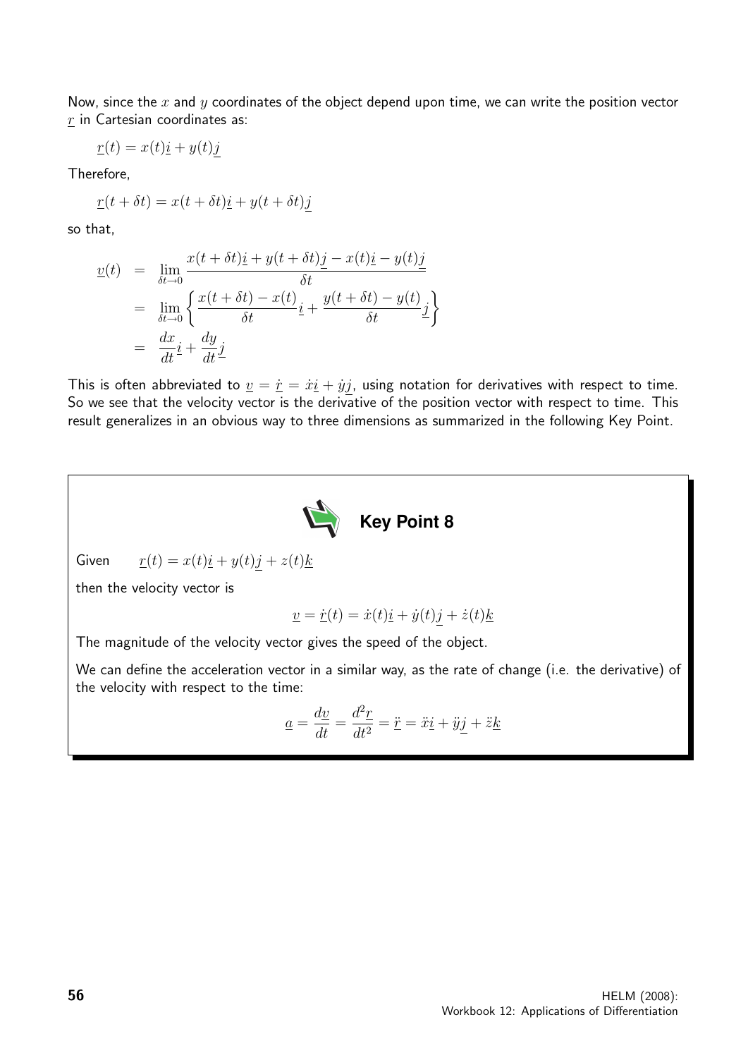Now, since the $x$ and $y$ coordinates of the object depend upon time, we can write the position vector $\underline{r}$ in Cartesian coordinates as:

$$\underline{r}(t) = x(t)\underline{i} + y(t)\underline{j}$$

Therefore,

$$\underline{r}(t + \delta t) = x(t + \delta t)\underline{i} + y(t + \delta t)\underline{j}$$

so that,

$$\begin{aligned}
\underline{v}(t) &= \lim_{\delta t \to 0} \frac{x(t+\delta t)\underline{i} + y(t+\delta t)\underline{j} - x(t)\underline{i} - y(t)\underline{j}}{\delta t} \\
&= \lim_{\delta t \to 0} \left\{ \frac{x(t+\delta t) - x(t)}{\delta t}\underline{i} + \frac{y(t+\delta t) - y(t)}{\delta t}\underline{j} \right\} \\
&= \frac{dx}{dt}\underline{i} + \frac{dy}{dt}\underline{j}
\end{aligned}$$

This is often abbreviated to $\underline{v} = \dot{\underline{r}} = \dot{x}\underline{i} + \dot{y}\underline{j}$, using notation for derivatives with respect to time. So we see that the velocity vector is the derivative of the position vector with respect to time. This result generalizes in an obvious way to three dimensions as summarized in the following Key Point.

**Key Point 8**

Given $\quad \underline{r}(t) = x(t)\underline{i} + y(t)\underline{j} + z(t)\underline{k}$

then the velocity vector is

$$\underline{v} = \dot{\underline{r}}(t) = \dot{x}(t)\underline{i} + \dot{y}(t)\underline{j} + \dot{z}(t)\underline{k}$$

The magnitude of the velocity vector gives the speed of the object.

We can define the acceleration vector in a similar way, as the rate of change (i.e. the derivative) of the velocity with respect to the time:

$$\underline{a} = \frac{d\underline{v}}{dt} = \frac{d^2\underline{r}}{dt^2} = \ddot{\underline{r}} = \ddot{x}\underline{i} + \ddot{y}\underline{j} + \ddot{z}\underline{k}$$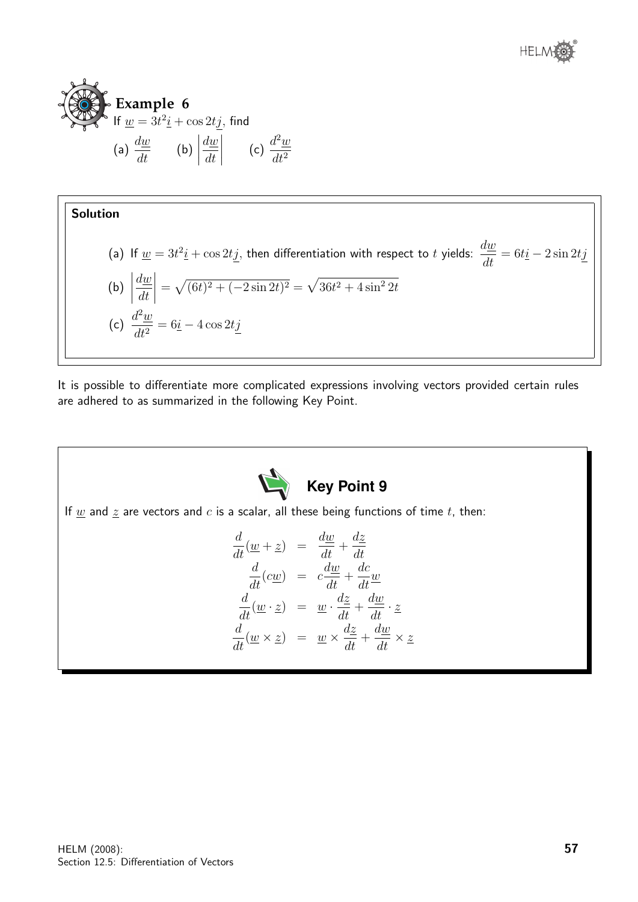## Example 6

If $\underline{w} = 3t^2\underline{i} + \cos 2t\underline{j}$, find

(a) $\dfrac{d\underline{w}}{dt}$ (b) $\left|\dfrac{d\underline{w}}{dt}\right|$ (c) $\dfrac{d^2\underline{w}}{dt^2}$

**Solution**

(a) If $\underline{w} = 3t^2\underline{i} + \cos 2t\underline{j}$, then differentiation with respect to $t$ yields: $\dfrac{d\underline{w}}{dt} = 6t\underline{i} - 2\sin 2t\underline{j}$

(b) $\left|\dfrac{d\underline{w}}{dt}\right| = \sqrt{(6t)^2 + (-2\sin 2t)^2} = \sqrt{36t^2 + 4\sin^2 2t}$

(c) $\dfrac{d^2\underline{w}}{dt^2} = 6\underline{i} - 4\cos 2t\underline{j}$

It is possible to differentiate more complicated expressions involving vectors provided certain rules are adhered to as summarized in the following Key Point.

**Key Point 9**

If $\underline{w}$ and $\underline{z}$ are vectors and $c$ is a scalar, all these being functions of time $t$, then:

$$\begin{aligned}
\frac{d}{dt}(\underline{w} + \underline{z}) &= \frac{d\underline{w}}{dt} + \frac{d\underline{z}}{dt} \\
\frac{d}{dt}(c\underline{w}) &= c\frac{d\underline{w}}{dt} + \frac{dc}{dt}\underline{w} \\
\frac{d}{dt}(\underline{w} \cdot \underline{z}) &= \underline{w} \cdot \frac{d\underline{z}}{dt} + \frac{d\underline{w}}{dt} \cdot \underline{z} \\
\frac{d}{dt}(\underline{w} \times \underline{z}) &= \underline{w} \times \frac{d\underline{z}}{dt} + \frac{d\underline{w}}{dt} \times \underline{z}
\end{aligned}$$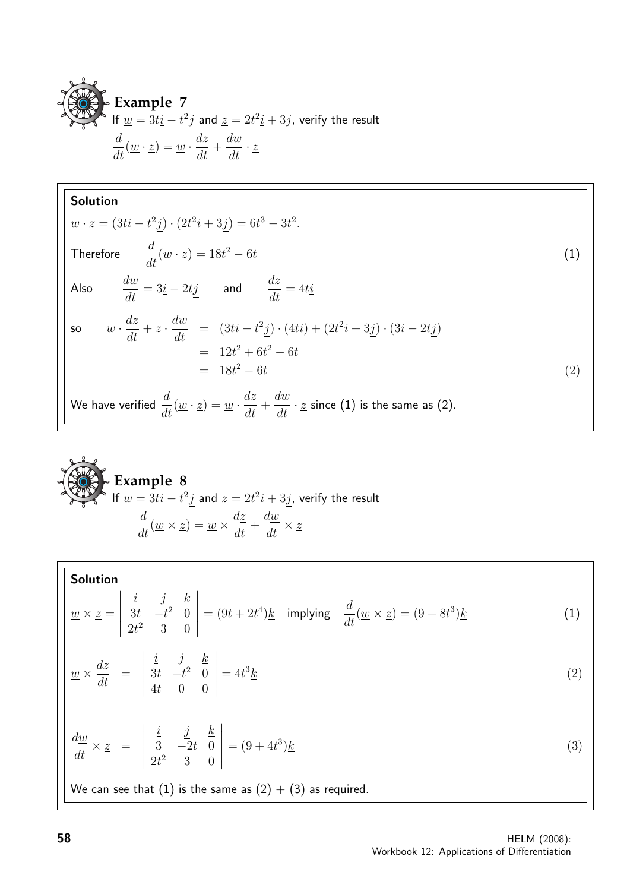## Example 7

If $\underline{w} = 3t\underline{i} - t^2\underline{j}$ and $\underline{z} = 2t^2\underline{i} + 3\underline{j}$, verify the result

$$\frac{d}{dt}(\underline{w} \cdot \underline{z}) = \underline{w} \cdot \frac{d\underline{z}}{dt} + \frac{d\underline{w}}{dt} \cdot \underline{z}$$

**Solution**

$\underline{w} \cdot \underline{z} = (3t\underline{i} - t^2\underline{j}) \cdot (2t^2\underline{i} + 3\underline{j}) = 6t^3 - 3t^2.$

Therefore $\quad \dfrac{d}{dt}(\underline{w} \cdot \underline{z}) = 18t^2 - 6t \qquad (1)$

Also $\quad \dfrac{d\underline{w}}{dt} = 3\underline{i} - 2t\underline{j} \quad$ and $\quad \dfrac{d\underline{z}}{dt} = 4t\underline{i}$

so

$$\begin{aligned} \underline{w} \cdot \frac{d\underline{z}}{dt} + \underline{z} \cdot \frac{d\underline{w}}{dt} &= (3t\underline{i} - t^2\underline{j}) \cdot (4t\underline{i}) + (2t^2\underline{i} + 3\underline{j}) \cdot (3\underline{i} - 2t\underline{j}) \\ &= 12t^2 + 6t^2 - 6t \\ &= 18t^2 - 6t \qquad (2) \end{aligned}$$

We have verified $\dfrac{d}{dt}(\underline{w} \cdot \underline{z}) = \underline{w} \cdot \dfrac{d\underline{z}}{dt} + \dfrac{d\underline{w}}{dt} \cdot \underline{z}$ since (1) is the same as (2).

## Example 8

If $\underline{w} = 3t\underline{i} - t^2\underline{j}$ and $\underline{z} = 2t^2\underline{i} + 3\underline{j}$, verify the result

$$\frac{d}{dt}(\underline{w} \times \underline{z}) = \underline{w} \times \frac{d\underline{z}}{dt} + \frac{d\underline{w}}{dt} \times \underline{z}$$

**Solution**

$$\underline{w} \times \underline{z} = \begin{vmatrix} \underline{i} & \underline{j} & \underline{k} \\ 3t & -t^2 & 0 \\ 2t^2 & 3 & 0 \end{vmatrix} = (9t + 2t^4)\underline{k} \quad \text{implying} \quad \frac{d}{dt}(\underline{w} \times \underline{z}) = (9 + 8t^3)\underline{k} \qquad (1)$$

$$\underline{w} \times \frac{d\underline{z}}{dt} = \begin{vmatrix} \underline{i} & \underline{j} & \underline{k} \\ 3t & -t^2 & 0 \\ 4t & 0 & 0 \end{vmatrix} = 4t^3\underline{k} \qquad (2)$$

$$\frac{d\underline{w}}{dt} \times \underline{z} = \begin{vmatrix} \underline{i} & \underline{j} & \underline{k} \\ 3 & -2t & 0 \\ 2t^2 & 3 & 0 \end{vmatrix} = (9 + 4t^3)\underline{k} \qquad (3)$$

We can see that (1) is the same as (2) + (3) as required.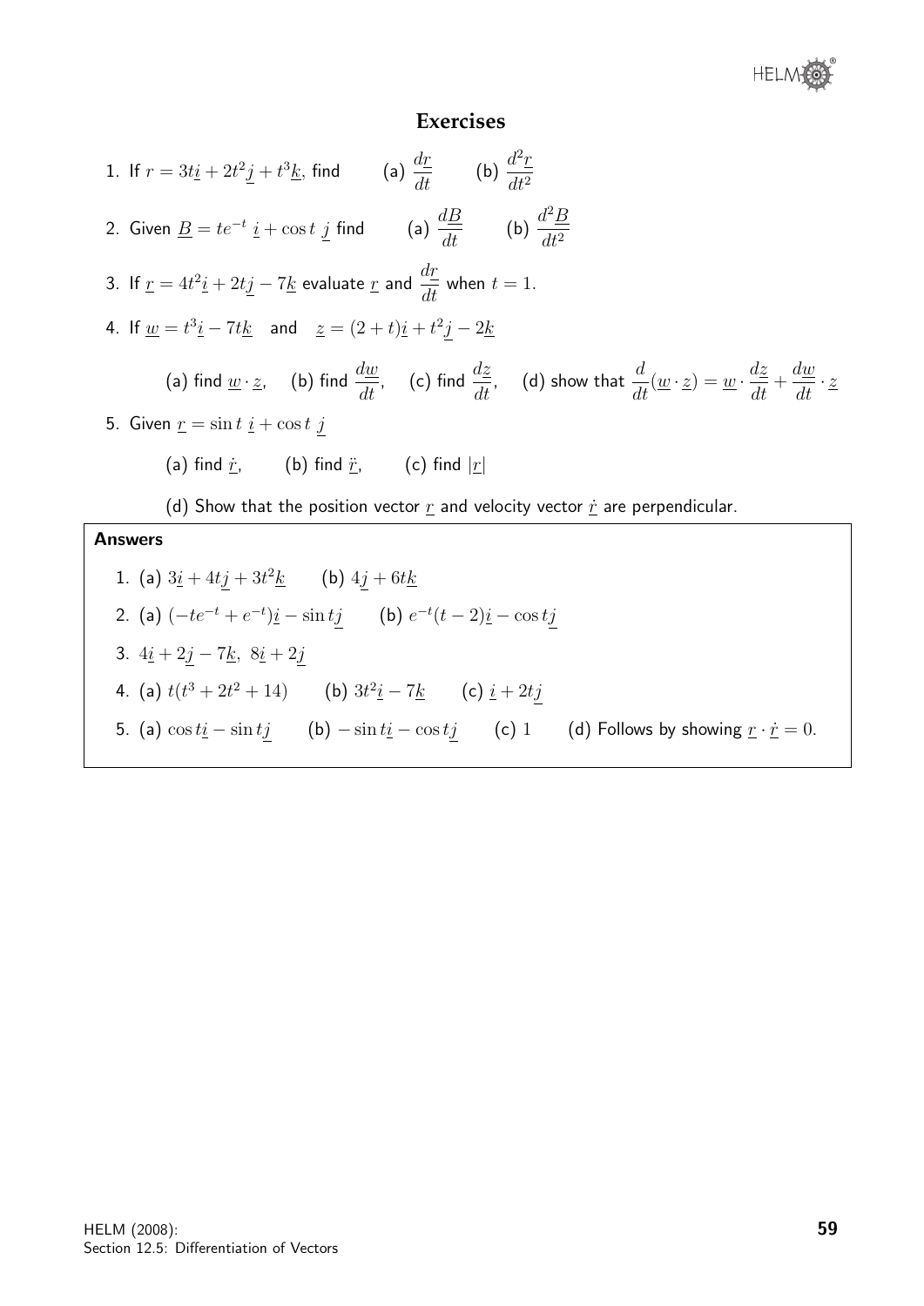## Exercises

1. If $r = 3t\underline{i} + 2t^2\underline{j} + t^3\underline{k}$, find (a) $\dfrac{dr}{dt}$ (b) $\dfrac{d^2\underline{r}}{dt^2}$

2. Given $\underline{B} = te^{-t}\ \underline{i} + \cos t\ \underline{j}$ find (a) $\dfrac{d\underline{B}}{dt}$ (b) $\dfrac{d^2\underline{B}}{dt^2}$

3. If $\underline{r} = 4t^2\underline{i} + 2t\underline{j} - 7\underline{k}$ evaluate $\underline{r}$ and $\dfrac{dr}{dt}$ when $t = 1$.

4. If $\underline{w} = t^3\underline{i} - 7t\underline{k}$ and $\underline{z} = (2+t)\underline{i} + t^2\underline{j} - 2\underline{k}$

   (a) find $\underline{w} \cdot \underline{z}$, (b) find $\dfrac{dw}{dt}$, (c) find $\dfrac{dz}{dt}$, (d) show that $\dfrac{d}{dt}(\underline{w} \cdot \underline{z}) = \underline{w} \cdot \dfrac{dz}{dt} + \dfrac{dw}{dt} \cdot \underline{z}$

5. Given $\underline{r} = \sin t\ \underline{i} + \cos t\ \underline{j}$

   (a) find $\dot{\underline{r}}$, (b) find $\ddot{\underline{r}}$, (c) find $|\underline{r}|$

   (d) Show that the position vector $\underline{r}$ and velocity vector $\dot{\underline{r}}$ are perpendicular.

**Answers**

1. (a) $3\underline{i} + 4t\underline{j} + 3t^2\underline{k}$ (b) $4\underline{j} + 6t\underline{k}$

2. (a) $(-te^{-t} + e^{-t})\underline{i} - \sin t\underline{j}$ (b) $e^{-t}(t-2)\underline{i} - \cos t\underline{j}$

3. $4\underline{i} + 2\underline{j} - 7\underline{k}$, $8\underline{i} + 2\underline{j}$

4. (a) $t(t^3 + 2t^2 + 14)$ (b) $3t^2\underline{i} - 7\underline{k}$ (c) $\underline{i} + 2t\underline{j}$

5. (a) $\cos t\underline{i} - \sin t\underline{j}$ (b) $-\sin t\underline{i} - \cos t\underline{j}$ (c) $1$ (d) Follows by showing $\underline{r} \cdot \dot{\underline{r}} = 0$.